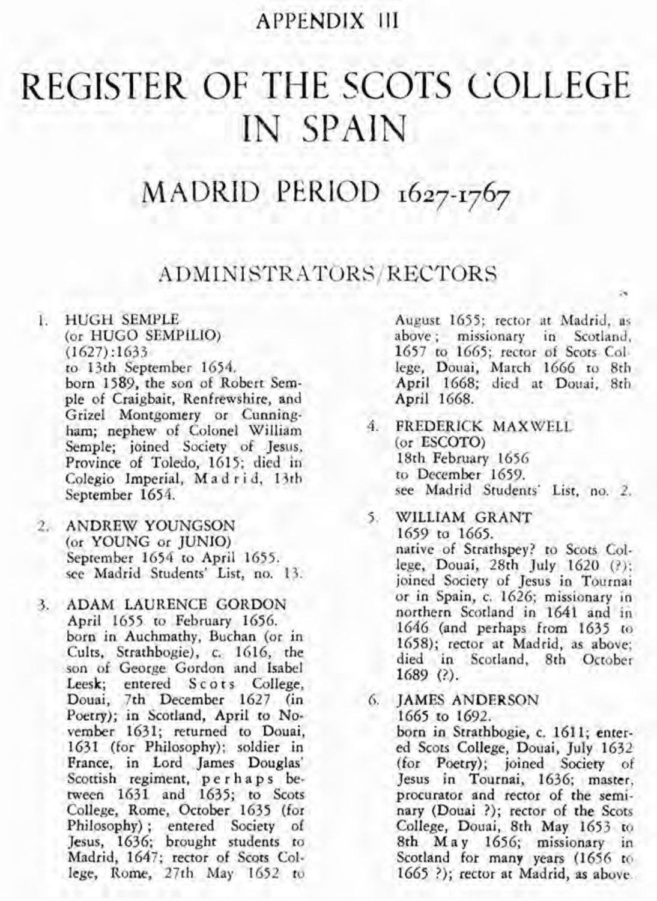APPENDIX III

# REGISTER OF THE SCOTS COLLEGE IN SPAIN

## MADRID PERIOD 1627-1767

### ADMINISTRATORS/RECTORS

1. HUGH SEMPLE
(or HUGO SEMPILIO)
(1627):1633
to 13th September 1654.
born 1589, the son of Robert Semple of Craigbait, Renfrewshire, and Grizel Montgomery or Cunningham; nephew of Colonel William Semple; joined Society of Jesus, Province of Toledo, 1615; died in Colegio Imperial, Madrid, 13th September 1654.

2. ANDREW YOUNGSON
(or YOUNG or JUNIO)
September 1654 to April 1655.
see Madrid Students' List, no. 13.

3. ADAM LAURENCE GORDON
April 1655 to February 1656.
born in Auchmathy, Buchan (or in Cults, Strathbogie), c. 1616, the son of George Gordon and Isabel Leesk; entered Scots College, Douai, 7th December 1627 (in Poetry); in Scotland, April to November 1631; returned to Douai, 1631 (for Philosophy); soldier in France, in Lord James Douglas' Scottish regiment, perhaps between 1631 and 1635; to Scots College, Rome, October 1635 (for Philosophy); entered Society of Jesus, 1636; brought students to Madrid, 1647; rector of Scots College, Rome, 27th May 1652 to August 1655; rector at Madrid, as above; missionary in Scotland, 1657 to 1665; rector of Scots College, Douai, March 1666 to 8th April 1668; died at Douai, 8th April 1668.

4. FREDERICK MAXWELL
(or ESCOTO)
18th February 1656
to December 1659.
see Madrid Students' List, no. 2.

5. WILLIAM GRANT
1659 to 1665.
native of Strathspey? to Scots College, Douai, 28th July 1620 (?); joined Society of Jesus in Tournai or in Spain, c. 1626; missionary in northern Scotland in 1641 and in 1646 (and perhaps from 1635 to 1658); rector at Madrid, as above; died in Scotland, 8th October 1689 (?).

6. JAMES ANDERSON
1665 to 1692.
born in Strathbogie, c. 1611; entered Scots College, Douai, July 1632 (for Poetry); joined Society of Jesus in Tournai, 1636; master, procurator and rector of the seminary (Douai ?); rector of the Scots College, Douai, 8th May 1653 to 8th May 1656; missionary in Scotland for many years (1656 to 1665 ?); rector at Madrid, as above.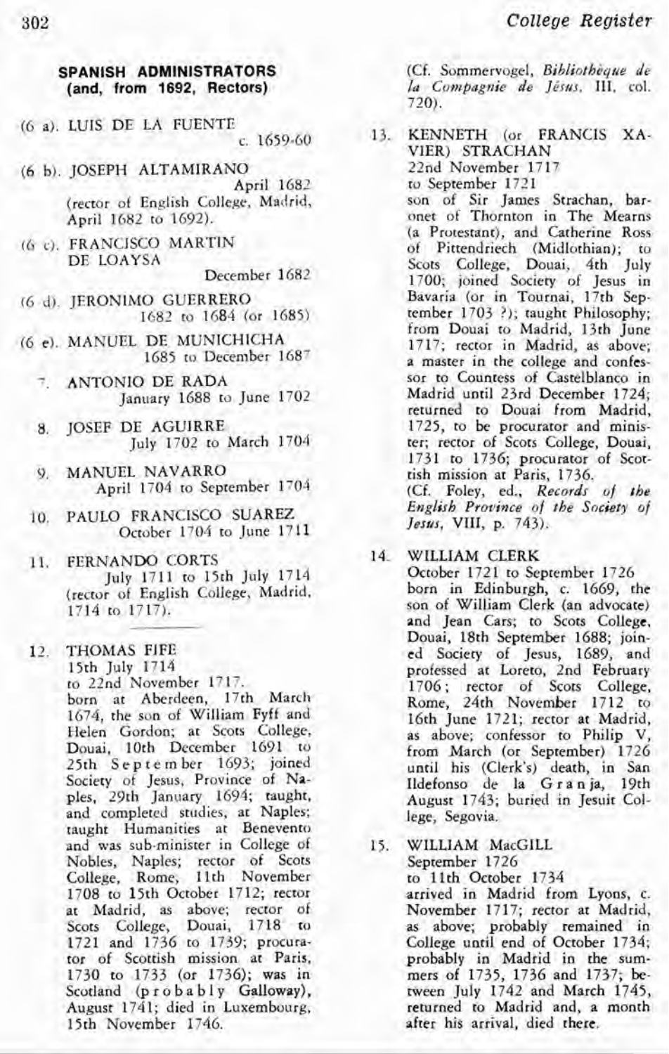## SPANISH ADMINISTRATORS (and, from 1692, Rectors)

(6 a). LUIS DE LA FUENTE
c. 1659-60

(6 b). JOSEPH ALTAMIRANO
April 1682
(rector of English College, Madrid, April 1682 to 1692).

(6 c). FRANCISCO MARTIN DE LOAYSA
December 1682

(6 d). JERONIMO GUERRERO
1682 to 1684 (or 1685)

(6 e). MANUEL DE MUNICHICHA
1685 to December 1687

7. ANTONIO DE RADA
January 1688 to June 1702

8. JOSEF DE AGUIRRE
July 1702 to March 1704

9. MANUEL NAVARRO
April 1704 to September 1704

10. PAULO FRANCISCO SUAREZ
October 1704 to June 1711

11. FERNANDO CORTS
July 1711 to 15th July 1714
(rector of English College, Madrid, 1714 to 1717).

---

12. THOMAS FIFE
15th July 1714
to 22nd November 1717.
born at Aberdeen, 17th March 1674, the son of William Fyff and Helen Gordon; at Scots College, Douai, 10th December 1691 to 25th September 1693; joined Society of Jesus, Province of Naples, 29th January 1694; taught, and completed studies, at Naples; taught Humanities at Benevento and was sub-minister in College of Nobles, Naples; rector of Scots College, Rome, 11th November 1708 to 15th October 1712; rector at Madrid, as above; rector of Scots College, Douai, 1718 to 1721 and 1736 to 1739; procurator of Scottish mission at Paris, 1730 to 1733 (or 1736); was in Scotland (probably Galloway), August 1741; died in Luxembourg, 15th November 1746.
(Cf. Sommervogel, *Bibliothèque de la Compagnie de Jésus*, III, col. 720).

13. KENNETH (or FRANCIS XAVIER) STRACHAN
22nd November 1717
to September 1721
son of Sir James Strachan, baronet of Thornton in The Mearns (a Protestant), and Catherine Ross of Pittendriech (Midlothian); to Scots College, Douai, 4th July 1700; joined Society of Jesus in Bavaria (or in Tournai, 17th September 1703 ?); taught Philosophy; from Douai to Madrid, 13th June 1717; rector in Madrid, as above; a master in the college and confessor to Countess of Castelblanco in Madrid until 23rd December 1724; returned to Douai from Madrid, 1725, to be procurator and minister; rector of Scots College, Douai, 1731 to 1736; procurator of Scottish mission at Paris, 1736.
(Cf. Foley, ed., *Records of the English Province of the Society of Jesus*, VIII, p. 743).

14. WILLIAM CLERK
October 1721 to September 1726
born in Edinburgh, c. 1669, the son of William Clerk (an advocate) and Jean Cars; to Scots College, Douai, 18th September 1688; joined Society of Jesus, 1689, and professed at Loreto, 2nd February 1706; rector of Scots College, Rome, 24th November 1712 to 16th June 1721; rector at Madrid, as above; confessor to Philip V, from March (or September) 1726 until his (Clerk's) death, in San Ildefonso de la Granja, 19th August 1743; buried in Jesuit College, Segovia.

15. WILLIAM MacGILL
September 1726
to 11th October 1734
arrived in Madrid from Lyons, c. November 1717; rector at Madrid, as above; probably remained in College until end of October 1734; probably in Madrid in the summers of 1735, 1736 and 1737; between July 1742 and March 1745, returned to Madrid and, a month after his arrival, died there.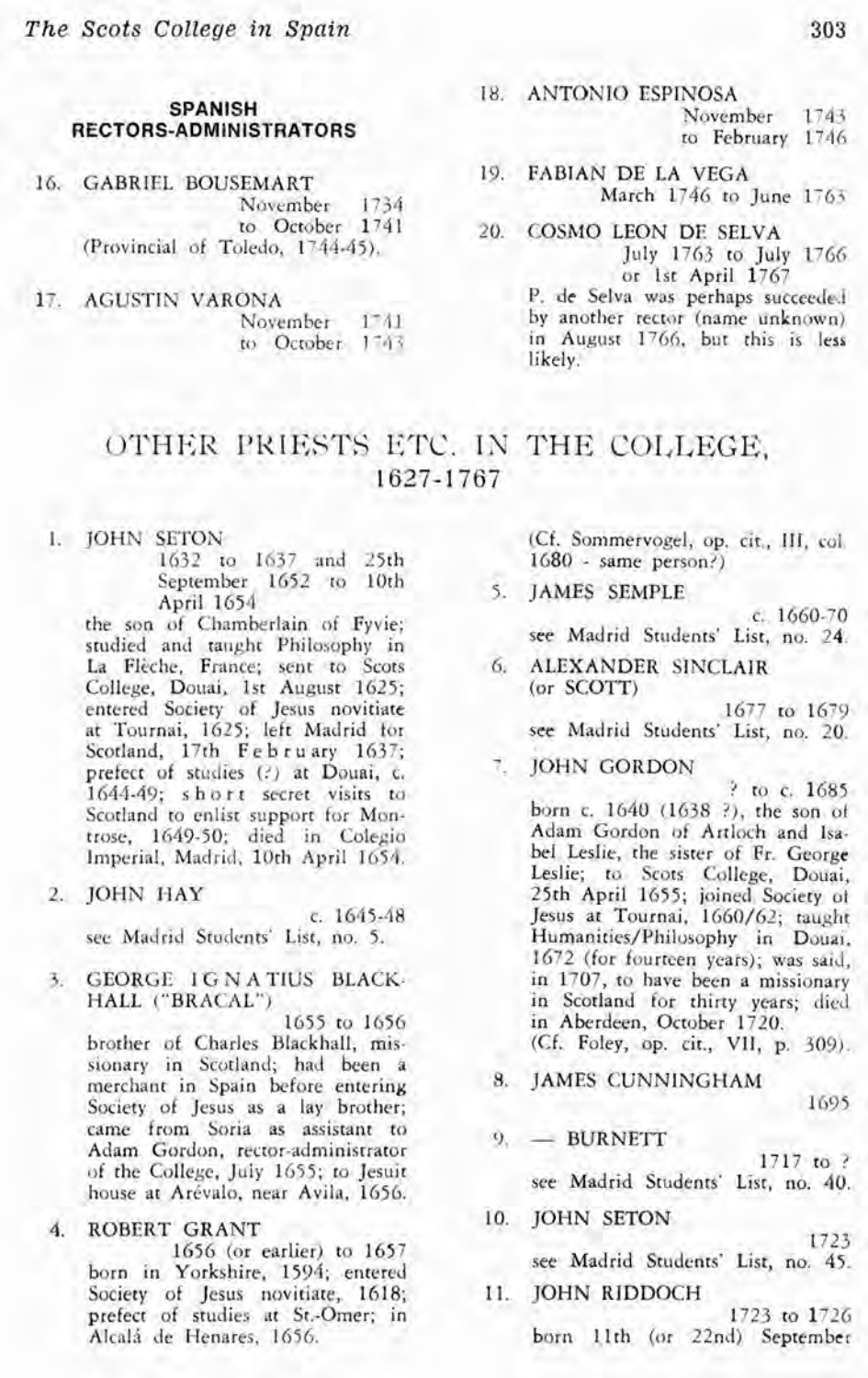## SPANISH RECTORS-ADMINISTRATORS

16. GABRIEL BOUSEMART
    November 1734 to October 1741
    (Provincial of Toledo, 1744-45).

17. AGUSTIN VARONA
    November 1741 to October 1743

18. ANTONIO ESPINOSA
    November 1743 to February 1746

19. FABIAN DE LA VEGA
    March 1746 to June 1763

20. COSMO LEON DE SELVA
    July 1763 to July 1766 or 1st April 1767
    P. de Selva was perhaps succeeded by another rector (name unknown) in August 1766, but this is less likely.

# OTHER PRIESTS ETC. IN THE COLLEGE, 1627-1767

1. JOHN SETON
   1632 to 1637 and 25th September 1652 to 10th April 1654
   the son of Chamberlain of Fyvie; studied and taught Philosophy in La Flèche, France; sent to Scots College, Douai, 1st August 1625; entered Society of Jesus novitiate at Tournai, 1625; left Madrid for Scotland, 17th February 1637; prefect of studies (?) at Douai, c. 1644-49; short secret visits to Scotland to enlist support for Montrose, 1649-50; died in Colegio Imperial, Madrid, 10th April 1654.

2. JOHN HAY
   c. 1645-48
   see Madrid Students' List, no. 5.

3. GEORGE IGNATIUS BLACKHALL ("BRACAL")
   1655 to 1656
   brother of Charles Blackhall, missionary in Scotland; had been a merchant in Spain before entering Society of Jesus as a lay brother; came from Soria as assistant to Adam Gordon, rector-administrator of the College, July 1655; to Jesuit house at Arévalo, near Avila, 1656.

4. ROBERT GRANT
   1656 (or earlier) to 1657
   born in Yorkshire, 1594; entered Society of Jesus novitiate, 1618; prefect of studies at St.-Omer; in Alcalá de Henares, 1656.
   (Cf. Sommervogel, op. cit., III, col. 1680 - same person?)

5. JAMES SEMPLE
   c. 1660-70
   see Madrid Students' List, no. 24.

6. ALEXANDER SINCLAIR (or SCOTT)
   1677 to 1679
   see Madrid Students' List, no. 20.

7. JOHN GORDON
   ? to c. 1685
   born c. 1640 (1638 ?), the son of Adam Gordon of Artloch and Isabel Leslie, the sister of Fr. George Leslie; to Scots College, Douai, 25th April 1655; joined Society of Jesus at Tournai, 1660/62; taught Humanities/Philosophy in Douai, 1672 (for fourteen years); was said, in 1707, to have been a missionary in Scotland for thirty years; died in Aberdeen, October 1720.
   (Cf. Foley, op. cit., VII, p. 309).

8. JAMES CUNNINGHAM
   1695

9. — BURNETT
   1717 to ?
   see Madrid Students' List, no. 40.

10. JOHN SETON
    1723
    see Madrid Students' List, no. 45.

11. JOHN RIDDOCH
    1723 to 1726
    born 11th (or 22nd) September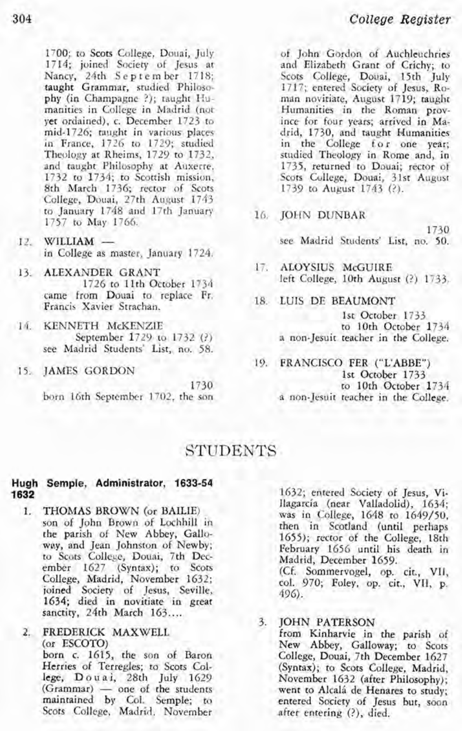1700; to Scots College, Douai, July 1714; joined Society of Jesus at Nancy, 24th September 1718; taught Grammar, studied Philosophy (in Champagne ?); taught Humanities in College in Madrid (not yet ordained), c. December 1723 to mid-1726; taught in various places in France, 1726 to 1729; studied Theology at Rheims, 1729 to 1732, and taught Philosophy at Auxerre, 1732 to 1734; to Scottish mission, 8th March 1736; rector of Scots College, Douai, 27th August 1743 to January 1748 and 17th January 1757 to May 1766.

12. WILLIAM —
in College as master, January 1724.

13. ALEXANDER GRANT
1726 to 11th October 1734
came from Douai to replace Fr. Francis Xavier Strachan.

14. KENNETH McKENZIE
September 1729 to 1732 (?)
see Madrid Students' List, no. 58.

15. JAMES GORDON
1730
born 16th September 1702, the son of John Gordon of Auchleuchries and Elizabeth Grant of Crichy; to Scots College, Douai, 15th July 1717; entered Society of Jesus, Roman noviciate, August 1719; taught Humanities in the Roman province for four years; arrived in Madrid, 1730, and taught Humanities in the College for one year; studied Theology in Rome and, in 1735, returned to Douai; rector of Scots College, Douai, 31st August 1739 to August 1743 (?).

16. JOHN DUNBAR
1730
see Madrid Students' List, no. 50.

17. ALOYSIUS McGUIRE
left College, 10th August (?) 1733.

18. LUIS DE BEAUMONT
1st October 1733
to 10th October 1734
a non-Jesuit teacher in the College.

19. FRANCISCO FER ("L'ABBE")
1st October 1733
to 10th October 1734
a non-Jesuit teacher in the College.

## STUDENTS

**Hugh Semple, Administrator, 1633-54**
**1632**

1. THOMAS BROWN (or BAILIE)
son of John Brown of Lochhill in the parish of New Abbey, Galloway, and Jean Johnston of Newby; to Scots College, Douai, 7th December 1627 (Syntax); to Scots College, Madrid, November 1632; joined Society of Jesus, Seville, 1634; died in novitiate in great sanctity, 24th March 163....

2. FREDERICK MAXWELL
(or ESCOTO)
born c. 1615, the son of Baron Herries of Terregles; to Scots College, Douai, 28th July 1629 (Grammar) — one of the students maintained by Col. Semple; to Scots College, Madrid, November 1632; entered Society of Jesus, Villagarcía (near Valladolid), 1634; was in College, 1648 to 1649/50, then in Scotland (until perhaps 1655); rector of the College, 18th February 1656 until his death in Madrid, December 1659.
(Cf. Sommervogel, op. cit., VII, col. 970; Foley, op. cit., VII, p. 496).

3. JOHN PATERSON
from Kinharvie in the parish of New Abbey, Galloway; to Scots College, Douai, 7th December 1627 (Syntax); to Scots College, Madrid, November 1632 (after Philosophy); went to Alcalá de Henares to study; entered Society of Jesus but, soon after entering (?), died.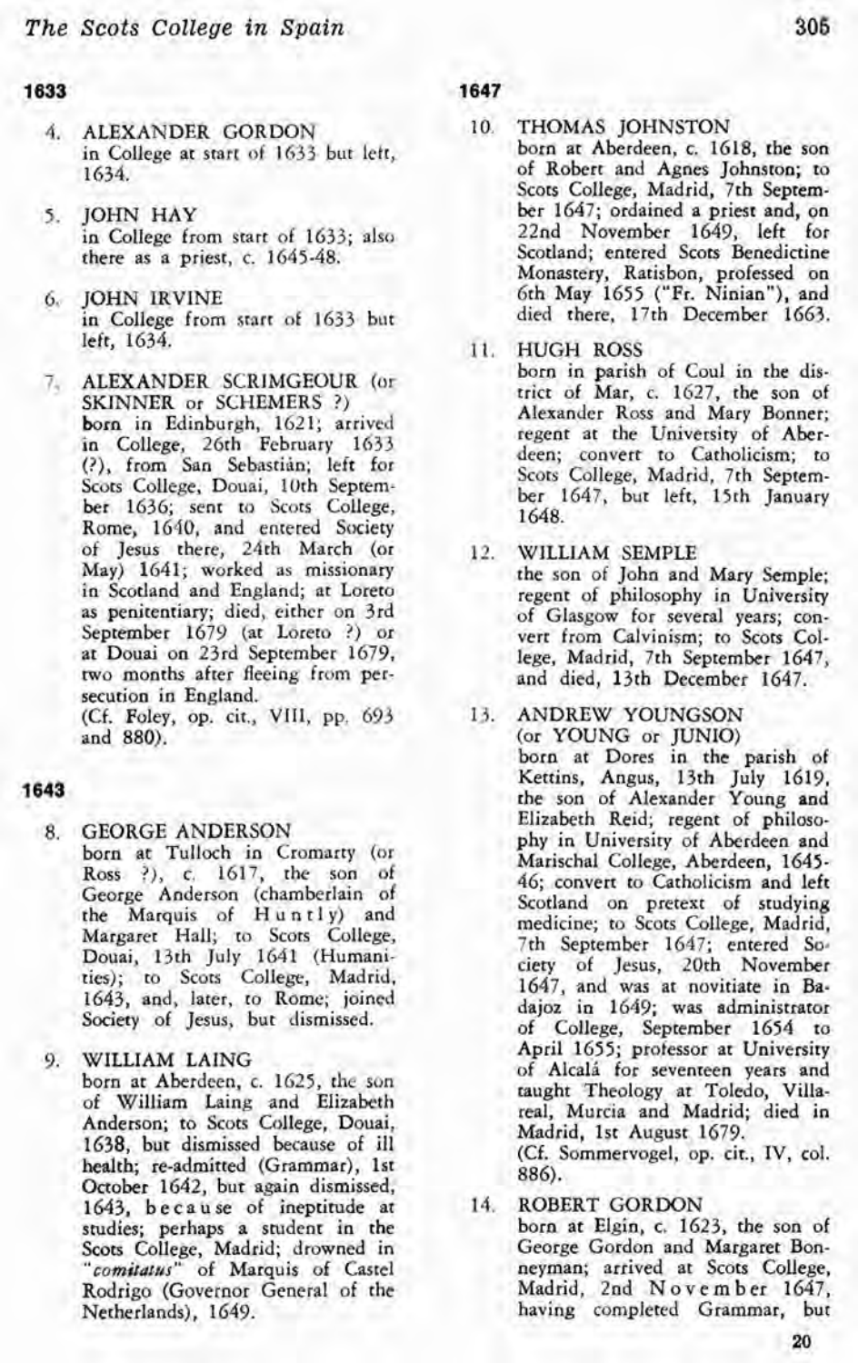### 1633

4. ALEXANDER GORDON
in College at start of 1633 but left, 1634.

5. JOHN HAY
in College from start of 1633; also there as a priest, c. 1645-48.

6. JOHN IRVINE
in College from start of 1633 but left, 1634.

7. ALEXANDER SCRIMGEOUR (or SKINNER or SCHEMERS ?)
born in Edinburgh, 1621; arrived in College, 26th February 1633 (?), from San Sebastián; left for Scots College, Douai, 10th September 1636; sent to Scots College, Rome, 1640, and entered Society of Jesus there, 24th March (or May) 1641; worked as missionary in Scotland and England; at Loreto as penitentiary; died, either on 3rd September 1679 (at Loreto ?) or at Douai on 23rd September 1679, two months after fleeing from persecution in England.
(Cf. Foley, op. cit., VIII, pp. 693 and 880).

### 1643

8. GEORGE ANDERSON
born at Tulloch in Cromarty (or Ross ?), c. 1617, the son of George Anderson (chamberlain of the Marquis of Huntly) and Margaret Hall; to Scots College, Douai, 13th July 1641 (Humanities); to Scots College, Madrid, 1643, and, later, to Rome; joined Society of Jesus, but dismissed.

9. WILLIAM LAING
born at Aberdeen, c. 1625, the son of William Laing and Elizabeth Anderson; to Scots College, Douai, 1638, but dismissed because of ill health; re-admitted (Grammar), 1st October 1642, but again dismissed, 1643, because of ineptitude at studies; perhaps a student in the Scots College, Madrid; drowned in "*comitatus*" of Marquis of Castel Rodrigo (Governor General of the Netherlands), 1649.

### 1647

10. THOMAS JOHNSTON
born at Aberdeen, c. 1618, the son of Robert and Agnes Johnston; to Scots College, Madrid, 7th September 1647; ordained a priest and, on 22nd November 1649, left for Scotland; entered Scots Benedictine Monastery, Ratisbon, professed on 6th May 1655 ("Fr. Ninian"), and died there, 17th December 1663.

11. HUGH ROSS
born in parish of Coul in the district of Mar, c. 1627, the son of Alexander Ross and Mary Bonner; regent at the University of Aberdeen; convert to Catholicism; to Scots College, Madrid, 7th September 1647, but left, 15th January 1648.

12. WILLIAM SEMPLE
the son of John and Mary Semple; regent of philosophy in University of Glasgow for several years; convert from Calvinism; to Scots College, Madrid, 7th September 1647, and died, 13th December 1647.

13. ANDREW YOUNGSON
(or YOUNG or JUNIO)
born at Dores in the parish of Kettins, Angus, 13th July 1619, the son of Alexander Young and Elizabeth Reid; regent of philosophy in University of Aberdeen and Marischal College, Aberdeen, 1645-46; convert to Catholicism and left Scotland on pretext of studying medicine; to Scots College, Madrid, 7th September 1647; entered Society of Jesus, 20th November 1647, and was at novitiate in Badajoz in 1649; was administrator of College, September 1654 to April 1655; professor at University of Alcalá for seventeen years and taught Theology at Toledo, Villareal, Murcia and Madrid; died in Madrid, 1st August 1679.
(Cf. Sommervogel, op. cit., IV, col. 886).

14. ROBERT GORDON
born at Elgin, c. 1623, the son of George Gordon and Margaret Bonneyman; arrived at Scots College, Madrid, 2nd November 1647, having completed Grammar, but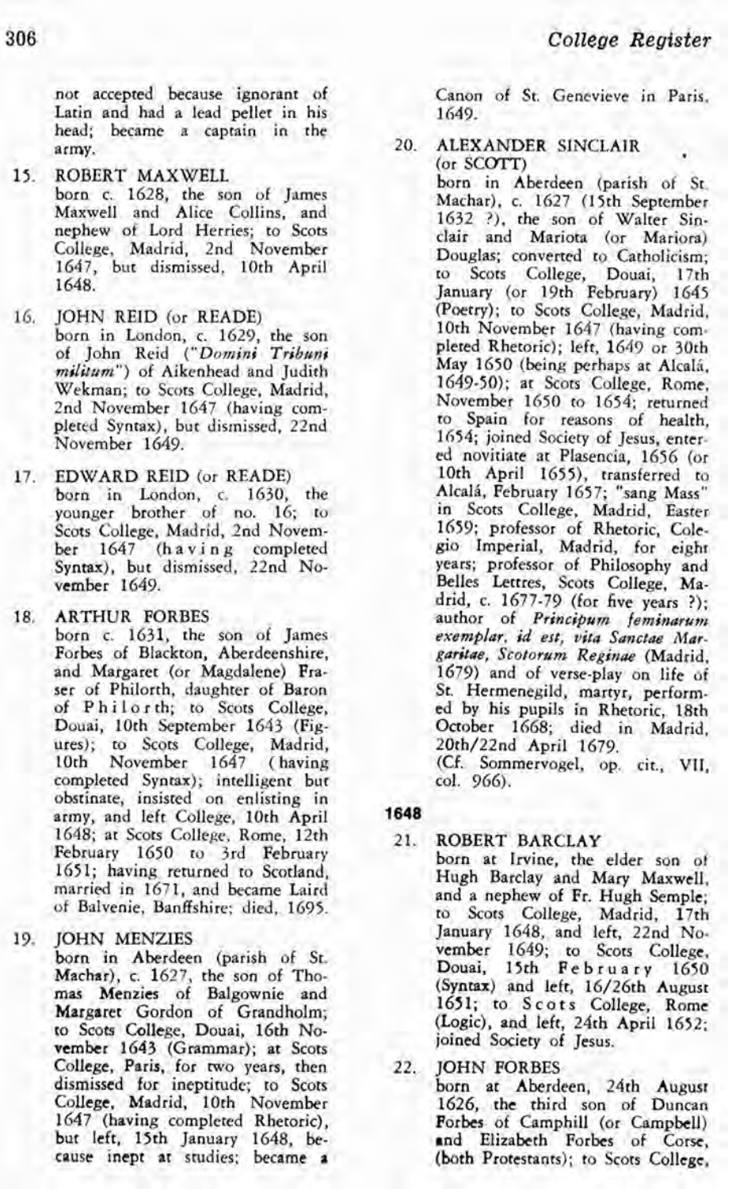not accepted because ignorant of Latin and had a lead pellet in his head; became a captain in the army.

15. ROBERT MAXWELL
born c. 1628, the son of James Maxwell and Alice Collins, and nephew of Lord Herries; to Scots College, Madrid, 2nd November 1647, but dismissed, 10th April 1648.

16. JOHN REID (or READE)
born in London, c. 1629, the son of John Reid ("*Domini Tribuni militum*") of Aikenhead and Judith Wekman; to Scots College, Madrid, 2nd November 1647 (having completed Syntax), but dismissed, 22nd November 1649.

17. EDWARD REID (or READE)
born in London, c. 1630, the younger brother of no. 16; to Scots College, Madrid, 2nd November 1647 (having completed Syntax), but dismissed, 22nd November 1649.

18. ARTHUR FORBES
born c. 1631, the son of James Forbes of Blackton, Aberdeenshire, and Margaret (or Magdalene) Fraser of Philorth, daughter of Baron of Philorth; to Scots College, Douai, 10th September 1643 (Figures); to Scots College, Madrid, 10th November 1647 (having completed Syntax); intelligent but obstinate, insisted on enlisting in army, and left College, 10th April 1648; at Scots College, Rome, 12th February 1650 to 3rd February 1651; having returned to Scotland, married in 1671, and became Laird of Balvenie, Banffshire; died, 1695.

19. JOHN MENZIES
born in Aberdeen (parish of St. Machar), c. 1627, the son of Thomas Menzies of Balgownie and Margaret Gordon of Grandholm; to Scots College, Douai, 16th November 1643 (Grammar); at Scots College, Paris, for two years, then dismissed for ineptitude; to Scots College, Madrid, 10th November 1647 (having completed Rhetoric), but left, 15th January 1648, because inept at studies; became a Canon of St. Genevieve in Paris, 1649.

20. ALEXANDER SINCLAIR (or SCOTT)
born in Aberdeen (parish of St. Machar), c. 1627 (15th September 1632 ?), the son of Walter Sinclair and Mariota (or Mariora) Douglas; converted to Catholicism; to Scots College, Douai, 17th January (or 19th February) 1645 (Poetry); to Scots College, Madrid, 10th November 1647 (having completed Rhetoric); left, 1649 or 30th May 1650 (being perhaps at Alcalá, 1649-50); at Scots College, Rome, November 1650 to 1654; returned to Spain for reasons of health, 1654; joined Society of Jesus, entered novitiate at Plasencia, 1656 (or 10th April 1655), transferred to Alcalá, February 1657; "sang Mass" in Scots College, Madrid, Easter 1659; professor of Rhetoric, Colegio Imperial, Madrid, for eight years; professor of Philosophy and Belles Lettres, Scots College, Madrid, c. 1677-79 (for five years ?); author of ***Principum feminarum exemplar, id est, vita Sanctae Margaritae, Scotorum Reginae*** (Madrid, 1679) and of verse-play on life of St. Hermenegild, martyr, performed by his pupils in Rhetoric, 18th October 1668; died in Madrid, 20th/22nd April 1679.
(Cf. Sommervogel, op. cit., VII, col. 966).

**1648**

21. ROBERT BARCLAY
born at Irvine, the elder son of Hugh Barclay and Mary Maxwell, and a nephew of Fr. Hugh Semple; to Scots College, Madrid, 17th January 1648, and left, 22nd November 1649; to Scots College, Douai, 15th February 1650 (Syntax) and left, 16/26th August 1651; to Scots College, Rome (Logic), and left, 24th April 1652; joined Society of Jesus.

22. JOHN FORBES
born at Aberdeen, 24th August 1626, the third son of Duncan Forbes of Camphill (or Campbell) and Elizabeth Forbes of Corse, (both Protestants); to Scots College,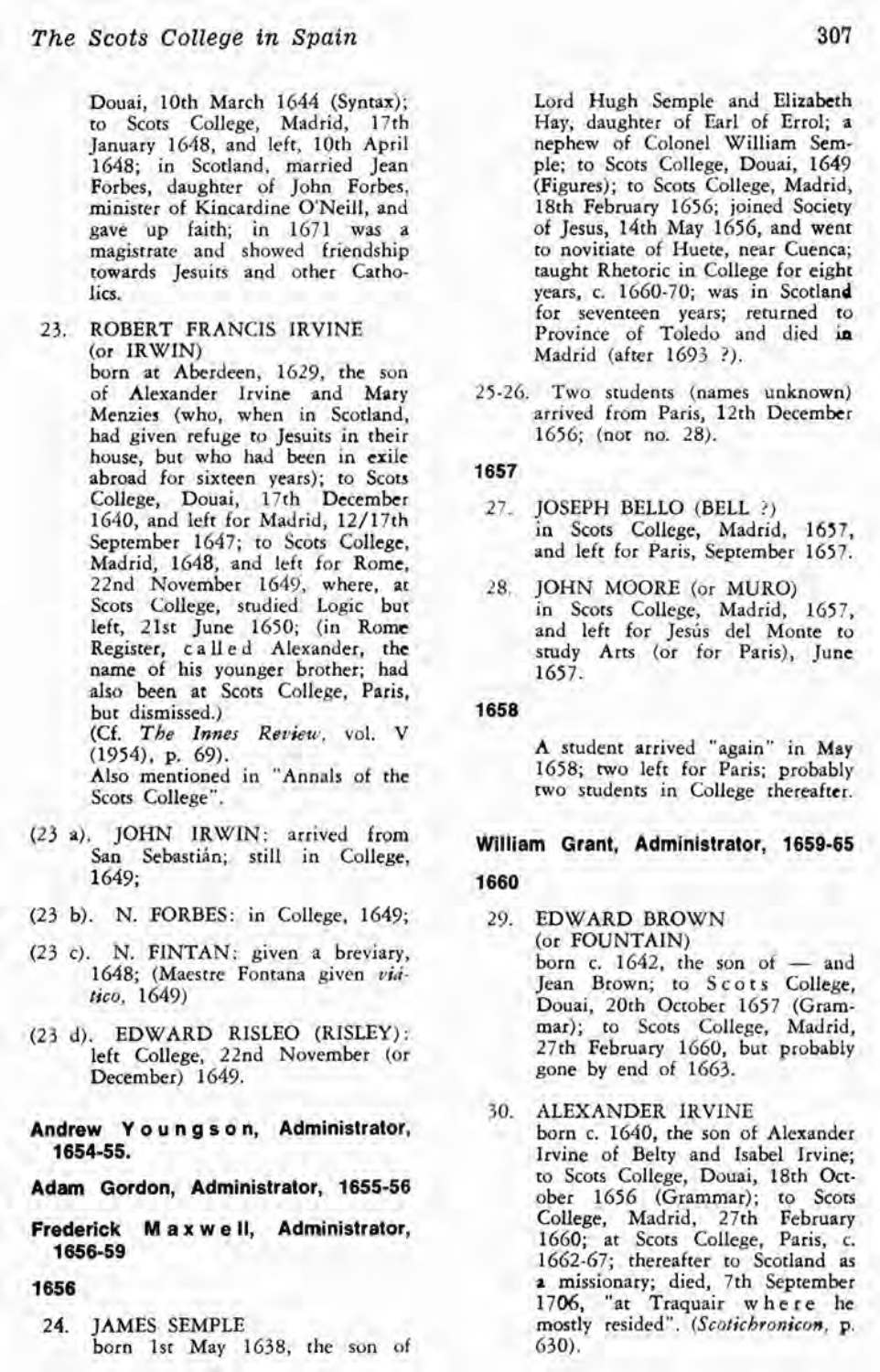Douai, 10th March 1644 (Syntax); to Scots College, Madrid, 17th January 1648, and left, 10th April 1648; in Scotland, married Jean Forbes, daughter of John Forbes, minister of Kincardine O'Neill, and gave up faith; in 1671 was a magistrate and showed friendship towards Jesuits and other Catholics.

23. ROBERT FRANCIS IRVINE (or IRWIN)
born at Aberdeen, 1629, the son of Alexander Irvine and Mary Menzies (who, when in Scotland, had given refuge to Jesuits in their house, but who had been in exile abroad for sixteen years); to Scots College, Douai, 17th December 1640, and left for Madrid, 12/17th September 1647; to Scots College, Madrid, 1648, and left for Rome, 22nd November 1649, where, at Scots College, studied Logic but left, 21st June 1650; (in Rome Register, called Alexander, the name of his younger brother; had also been at Scots College, Paris, but dismissed.)
(Cf. *The Innes Review*, vol. V (1954), p. 69).
Also mentioned in "Annals of the Scots College".

(23 a). JOHN IRWIN: arrived from San Sebastián; still in College, 1649;

(23 b). N. FORBES: in College, 1649;

(23 c). N. FINTAN: given a breviary, 1648; (Maestre Fontana given *viático*, 1649)

(23 d). EDWARD RISLEO (RISLEY): left College, 22nd November (or December) 1649.

**Andrew Youngson, Administrator, 1654-55.**

**Adam Gordon, Administrator, 1655-56**

**Frederick Maxwell, Administrator, 1656-59**

**1656**

24. JAMES SEMPLE
born 1st May 1638, the son of Lord Hugh Semple and Elizabeth Hay, daughter of Earl of Errol; a nephew of Colonel William Semple; to Scots College, Douai, 1649 (Figures); to Scots College, Madrid, 18th February 1656; joined Society of Jesus, 14th May 1656, and went to novitiate of Huete, near Cuenca; taught Rhetoric in College for eight years, c. 1660-70; was in Scotland for seventeen years; returned to Province of Toledo and died in Madrid (after 1693 ?).

25-26. Two students (names unknown) arrived from Paris, 12th December 1656; (not no. 28).

**1657**

27. JOSEPH BELLO (BELL ?)
in Scots College, Madrid, 1657, and left for Paris, September 1657.

28. JOHN MOORE (or MURO)
in Scots College, Madrid, 1657, and left for Jesús del Monte to study Arts (or for Paris), June 1657.

**1658**

A student arrived "again" in May 1658; two left for Paris; probably two students in College thereafter.

**William Grant, Administrator, 1659-65**

**1660**

29. EDWARD BROWN (or FOUNTAIN)
born c. 1642, the son of — and Jean Brown; to Scots College, Douai, 20th October 1657 (Grammar); to Scots College, Madrid, 27th February 1660, but probably gone by end of 1663.

30. ALEXANDER IRVINE
born c. 1640, the son of Alexander Irvine of Belty and Isabel Irvine; to Scots College, Douai, 18th October 1656 (Grammar); to Scots College, Madrid, 27th February 1660; at Scots College, Paris, c. 1662-67; thereafter to Scotland as a missionary; died, 7th September 1706, "at Traquair where he mostly resided". (*Scotichronicon*, p. 630).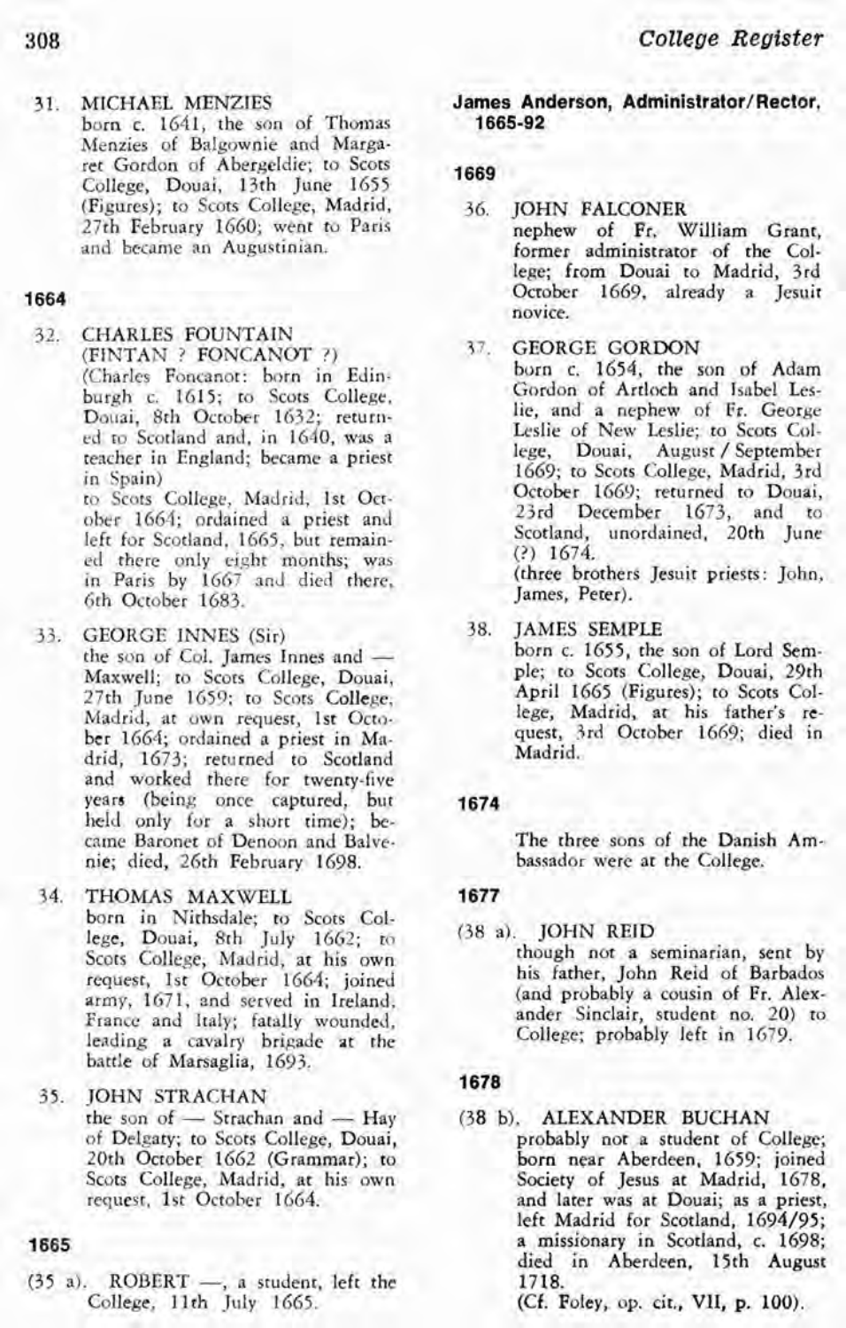31. MICHAEL MENZIES
born c. 1641, the son of Thomas Menzies of Balgownie and Margaret Gordon of Abergeldie; to Scots College, Douai, 13th June 1655 (Figures); to Scots College, Madrid, 27th February 1660; went to Paris and became an Augustinian.

**1664**

32. CHARLES FOUNTAIN
(FINTAN ? FONCANOT ?)
(Charles Foncanot: born in Edinburgh c. 1615; to Scots College, Douai, 8th October 1632; returned to Scotland and, in 1640, was a teacher in England; became a priest in Spain)
to Scots College, Madrid, 1st October 1664; ordained a priest and left for Scotland, 1665, but remained there only eight months; was in Paris by 1667 and died there, 6th October 1683.

33. GEORGE INNES (Sir)
the son of Col. James Innes and — Maxwell; to Scots College, Douai, 27th June 1659; to Scots College, Madrid, at own request, 1st October 1664; ordained a priest in Madrid, 1673; returned to Scotland and worked there for twenty-five years (being once captured, but held only for a short time); became Baronet of Denoon and Balvenie; died, 26th February 1698.

34. THOMAS MAXWELL
born in Nithsdale; to Scots College, Douai, 8th July 1662; to Scots College, Madrid, at his own request, 1st October 1664; joined army, 1671, and served in Ireland, France and Italy; fatally wounded, leading a cavalry brigade at the battle of Marsaglia, 1693.

35. JOHN STRACHAN
the son of — Strachan and — Hay of Delgaty; to Scots College, Douai, 20th October 1662 (Grammar); to Scots College, Madrid, at his own request, 1st October 1664.

**1665**

(35 a). ROBERT —, a student, left the College, 11th July 1665.

**James Anderson, Administrator/Rector, 1665-92**

**1669**

36. JOHN FALCONER
nephew of Fr. William Grant, former administrator of the College; from Douai to Madrid, 3rd October 1669, already a Jesuit novice.

37. GEORGE GORDON
born c. 1654, the son of Adam Gordon of Artloch and Isabel Leslie, and a nephew of Fr. George Leslie of New Leslie; to Scots College, Douai, August / September 1669; to Scots College, Madrid, 3rd October 1669; returned to Douai, 23rd December 1673, and to Scotland, unordained, 20th June (?) 1674.
(three brothers Jesuit priests: John, James, Peter).

38. JAMES SEMPLE
born c. 1655, the son of Lord Semple; to Scots College, Douai, 29th April 1665 (Figures); to Scots College, Madrid, at his father's request, 3rd October 1669; died in Madrid.

**1674**

The three sons of the Danish Ambassador were at the College.

**1677**

(38 a). JOHN REID
though not a seminarian, sent by his father, John Reid of Barbados (and probably a cousin of Fr. Alexander Sinclair, student no. 20) to College; probably left in 1679.

**1678**

(38 b). ALEXANDER BUCHAN
probably not a student of College; born near Aberdeen, 1659; joined Society of Jesus at Madrid, 1678, and later was at Douai; as a priest, left Madrid for Scotland, 1694/95; a missionary in Scotland, c. 1698; died in Aberdeen, 15th August 1718.
(Cf. Foley, op. cit., VII, p. 100).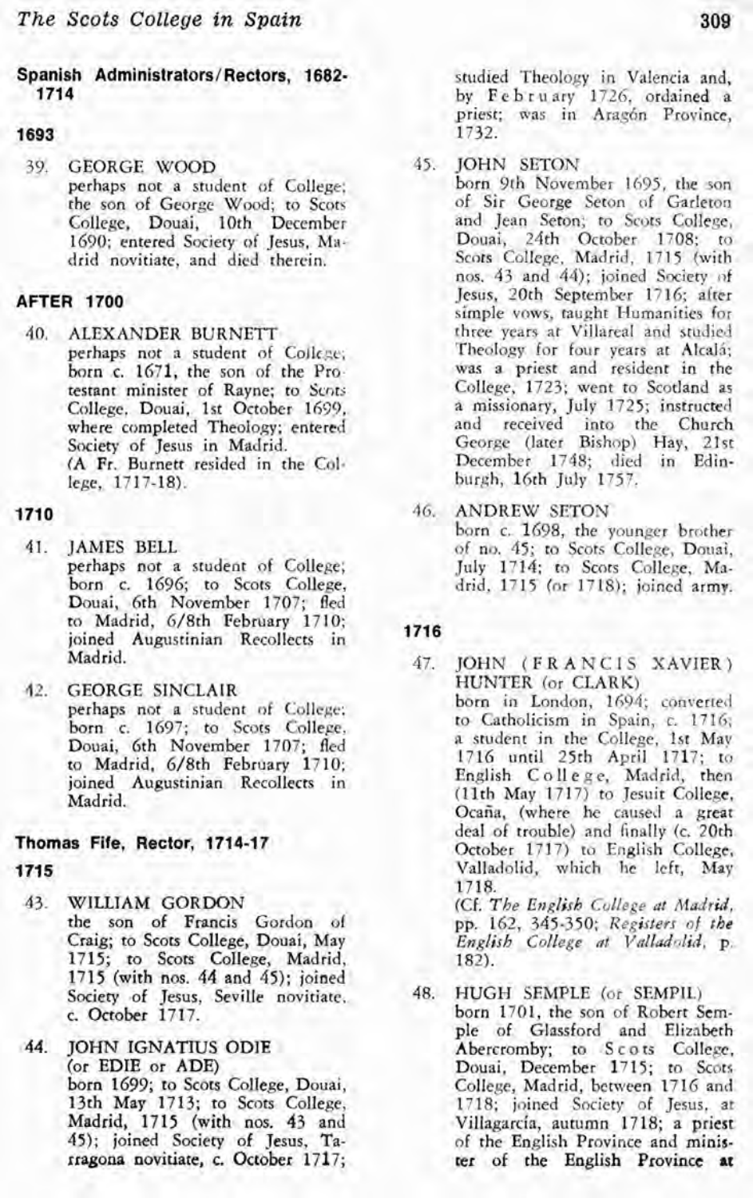## Spanish Administrators/Rectors, 1682-1714

### 1693

39. GEORGE WOOD
perhaps not a student of College; the son of George Wood; to Scots College, Douai, 10th December 1690; entered Society of Jesus, Madrid novitiate, and died therein.

### AFTER 1700

40. ALEXANDER BURNETT
perhaps not a student of College; born c. 1671, the son of the Protestant minister of Rayne; to Scots College, Douai, 1st October 1699, where completed Theology; entered Society of Jesus in Madrid.
(A Fr. Burnett resided in the College, 1717-18).

### 1710

41. JAMES BELL
perhaps not a student of College; born c. 1696; to Scots College, Douai, 6th November 1707; fled to Madrid, 6/8th February 1710; joined Augustinian Recollects in Madrid.

42. GEORGE SINCLAIR
perhaps not a student of College; born c. 1697; to Scots College, Douai, 6th November 1707; fled to Madrid, 6/8th February 1710; joined Augustinian Recollects in Madrid.

## Thomas Fife, Rector, 1714-17

### 1715

43. WILLIAM GORDON
the son of Francis Gordon of Craig; to Scots College, Douai, May 1715; to Scots College, Madrid, 1715 (with nos. 44 and 45); joined Society of Jesus, Seville novitiate, c. October 1717.

44. JOHN IGNATIUS ODIE (or EDIE or ADE)
born 1699; to Scots College, Douai, 13th May 1713; to Scots College, Madrid, 1715 (with nos. 43 and 45); joined Society of Jesus, Tarragona novitiate, c. October 1717; studied Theology in Valencia and, by February 1726, ordained a priest; was in Aragón Province, 1732.

45. JOHN SETON
born 9th November 1695, the son of Sir George Seton of Garleton and Jean Seton; to Scots College, Douai, 24th October 1708; to Scots College, Madrid, 1715 (with nos. 43 and 44); joined Society of Jesus, 20th September 1716; after simple vows, taught Humanities for three years at Villareal and studied Theology for four years at Alcalá; was a priest and resident in the College, 1723; went to Scotland as a missionary, July 1725; instructed and received into the Church George (later Bishop) Hay, 21st December 1748; died in Edinburgh, 16th July 1757.

46. ANDREW SETON
born c. 1698, the younger brother of no. 45; to Scots College, Douai, July 1714; to Scots College, Madrid, 1715 (or 1718); joined army.

### 1716

47. JOHN (FRANCIS XAVIER) HUNTER (or CLARK)
born in London, 1694; converted to Catholicism in Spain, c. 1716; a student in the College, 1st May 1716 until 25th April 1717; to English College, Madrid, then (11th May 1717) to Jesuit College, Ocaña, (where he caused a great deal of trouble) and finally (c. 20th October 1717) to English College, Valladolid, which he left, May 1718.
(Cf. *The English College at Madrid*, pp. 162, 345-350; *Registers of the English College at Valladolid*, p. 182).

48. HUGH SEMPLE (or SEMPIL)
born 1701, the son of Robert Semple of Glassford and Elizabeth Abercromby; to Scots College, Douai, December 1715; to Scots College, Madrid, between 1716 and 1718; joined Society of Jesus, at Villagarcía, autumn 1718; a priest of the English Province and minister of the English Province at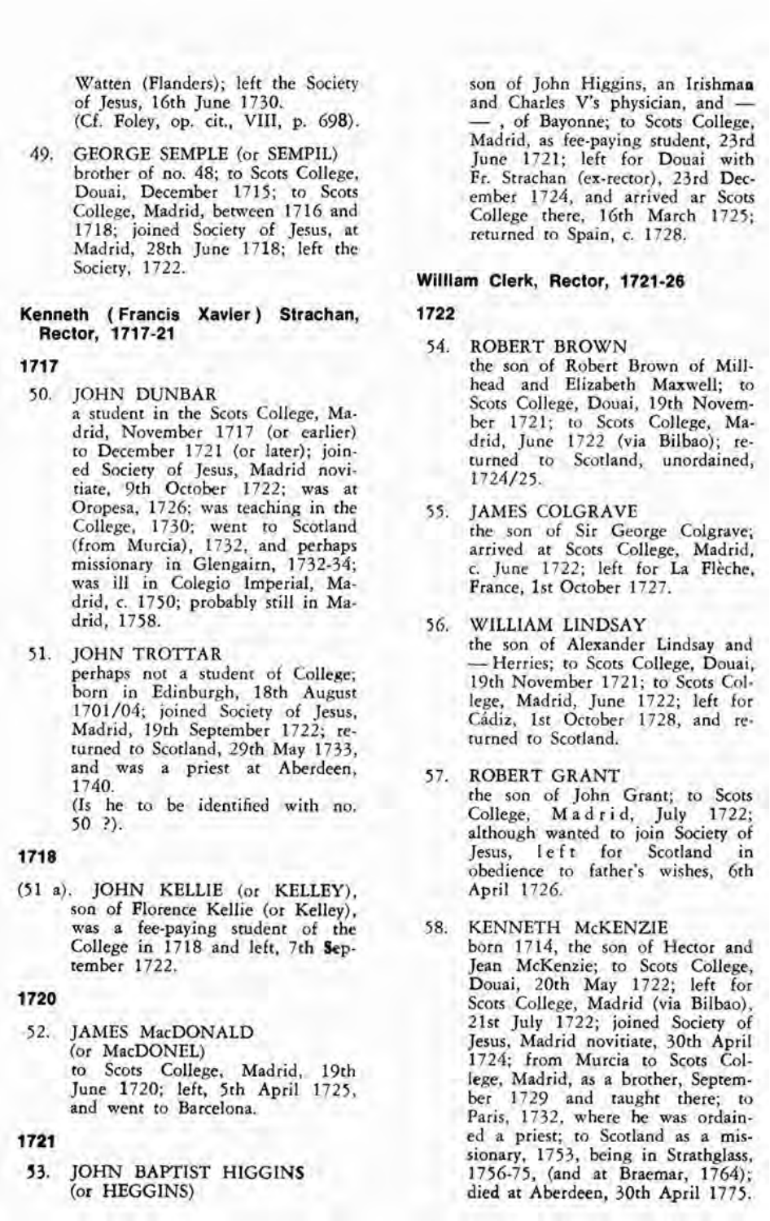Watten (Flanders); left the Society of Jesus, 16th June 1730.
(Cf. Foley, op. cit., VIII, p. 698).

49. GEORGE SEMPLE (or SEMPIL)
brother of no. 48; to Scots College, Douai, December 1715; to Scots College, Madrid, between 1716 and 1718; joined Society of Jesus, at Madrid, 28th June 1718; left the Society, 1722.

## Kenneth (Francis Xavier) Strachan, Rector, 1717-21

### 1717

50. JOHN DUNBAR
a student in the Scots College, Madrid, November 1717 (or earlier) to December 1721 (or later); joined Society of Jesus, Madrid novitiate, 9th October 1722; was at Oropesa, 1726; was teaching in the College, 1730; went to Scotland (from Murcia), 1732, and perhaps missionary in Glengairn, 1732-34; was ill in Colegio Imperial, Madrid, c. 1750; probably still in Madrid, 1758.

51. JOHN TROTTAR
perhaps not a student of College; born in Edinburgh, 18th August 1701/04; joined Society of Jesus, Madrid, 19th September 1722; returned to Scotland, 29th May 1733, and was a priest at Aberdeen, 1740.
(Is he to be identified with no. 50 ?).

### 1718

(51 a). JOHN KELLIE (or KELLEY), son of Florence Kellie (or Kelley), was a fee-paying student of the College in 1718 and left, 7th September 1722.

### 1720

52. JAMES MacDONALD (or MacDONEL)
to Scots College, Madrid, 19th June 1720; left, 5th April 1725, and went to Barcelona.

### 1721

53. JOHN BAPTIST HIGGINS (or HEGGINS)
son of John Higgins, an Irishman and Charles V's physician, and — — , of Bayonne; to Scots College, Madrid, as fee-paying student, 23rd June 1721; left for Douai with Fr. Strachan (ex-rector), 23rd December 1724, and arrived ar Scots College there, 16th March 1725; returned to Spain, c. 1728.

## William Clerk, Rector, 1721-26

### 1722

54. ROBERT BROWN
the son of Robert Brown of Millhead and Elizabeth Maxwell; to Scots College, Douai, 19th November 1721; to Scots College, Madrid, June 1722 (via Bilbao); returned to Scotland, unordained, 1724/25.

55. JAMES COLGRAVE
the son of Sir George Colgrave; arrived at Scots College, Madrid, c. June 1722; left for La Flèche, France, 1st October 1727.

56. WILLIAM LINDSAY
the son of Alexander Lindsay and — Herries; to Scots College, Douai, 19th November 1721; to Scots College, Madrid, June 1722; left for Cádiz, 1st October 1728, and returned to Scotland.

57. ROBERT GRANT
the son of John Grant; to Scots College, Madrid, July 1722; although wanted to join Society of Jesus, left for Scotland in obedience to father's wishes, 6th April 1726.

58. KENNETH McKENZIE
born 1714, the son of Hector and Jean McKenzie; to Scots College, Douai, 20th May 1722; left for Scots College, Madrid (via Bilbao), 21st July 1722; joined Society of Jesus, Madrid novitiate, 30th April 1724; from Murcia to Scots College, Madrid, as a brother, September 1729 and taught there; to Paris, 1732, where he was ordained a priest; to Scotland as a missionary, 1753, being in Strathglass, 1756-75, (and at Braemar, 1764); died at Aberdeen, 30th April 1775.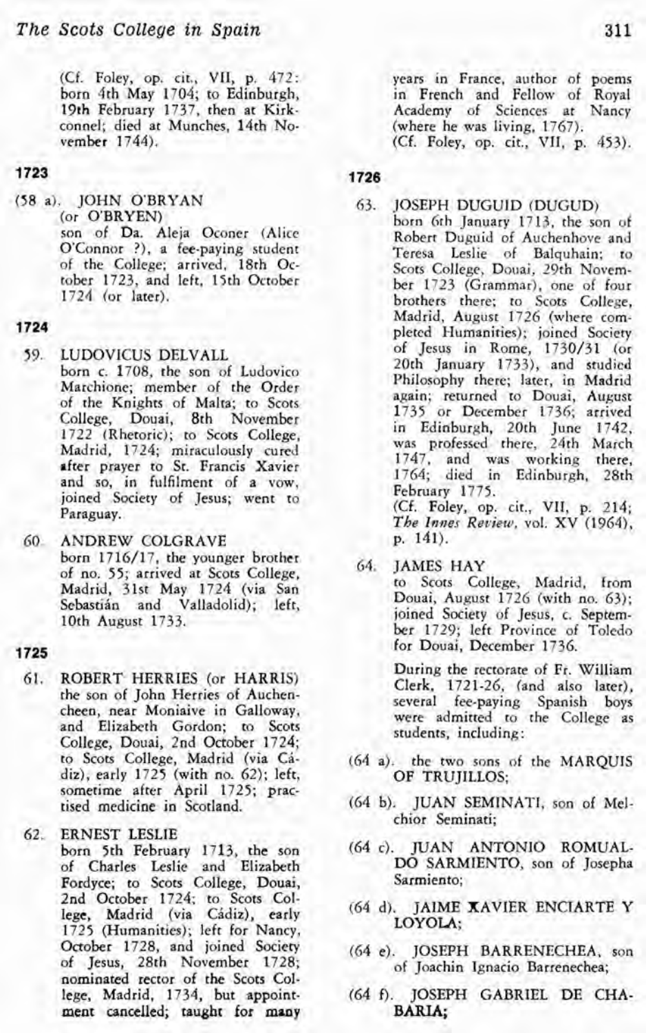(Cf. Foley, op. cit., VII, p. 472: born 4th May 1704; to Edinburgh, 19th February 1737, then at Kirkconnel; died at Munches, 14th November 1744).

### 1723

(58 a). JOHN O'BRYAN (or O'BRYEN)
son of Da. Aleja Oconer (Alice O'Connor ?), a fee-paying student of the College; arrived, 18th October 1723, and left, 15th October 1724 (or later).

### 1724

59. LUDOVICUS DELVALL
born c. 1708, the son of Ludovico Marchione; member of the Order of the Knights of Malta; to Scots College, Douai, 8th November 1722 (Rhetoric); to Scots College, Madrid, 1724; miraculously cured after prayer to St. Francis Xavier and so, in fulfilment of a vow, joined Society of Jesus; went to Paraguay.

60. ANDREW COLGRAVE
born 1716/17, the younger brother of no. 55; arrived at Scots College, Madrid, 31st May 1724 (via San Sebastián and Valladolid); left, 10th August 1733.

### 1725

61. ROBERT HERRIES (or HARRIS)
the son of John Herries of Auchencheen, near Moniaive in Galloway, and Elizabeth Gordon; to Scots College, Douai, 2nd October 1724; to Scots College, Madrid (via Cádiz), early 1725 (with no. 62); left, sometime after April 1725; practised medicine in Scotland.

62. ERNEST LESLIE
born 5th February 1713, the son of Charles Leslie and Elizabeth Fordyce; to Scots College, Douai, 2nd October 1724; to Scots College, Madrid (via Cádiz), early 1725 (Humanities); left for Nancy, October 1728, and joined Society of Jesus, 28th November 1728; nominated rector of the Scots College, Madrid, 1734, but appointment cancelled; taught for many years in France, author of poems in French and Fellow of Royal Academy of Sciences at Nancy (where he was living, 1767).
(Cf. Foley, op. cit., VII, p. 453).

### 1726

63. JOSEPH DUGUID (DUGUD)
born 6th January 1713, the son of Robert Duguid of Auchenhove and Teresa Leslie of Balquhain; to Scots College, Douai, 29th November 1723 (Grammar), one of four brothers there; to Scots College, Madrid, August 1726 (where completed Humanities); joined Society of Jesus in Rome, 1730/31 (or 20th January 1733), and studied Philosophy there; later, in Madrid again; returned to Douai, August 1735 or December 1736; arrived in Edinburgh, 20th June 1742, was professed there, 24th March 1747, and was working there, 1764; died in Edinburgh, 28th February 1775.
(Cf. Foley, op. cit., VII, p. 214; *The Innes Review*, vol. XV (1964), p. 141).

64. JAMES HAY
to Scots College, Madrid, from Douai, August 1726 (with no. 63); joined Society of Jesus, c. September 1729; left Province of Toledo for Douai, December 1736.

During the rectorate of Fr. William Clerk, 1721-26, (and also later), several fee-paying Spanish boys were admitted to the College as students, including:

(64 a). the two sons of the MARQUIS OF TRUJILLOS;

(64 b). JUAN SEMINATI, son of Melchior Seminati;

(64 c). JUAN ANTONIO ROMUALDO SARMIENTO, son of Josepha Sarmiento;

(64 d). JAIME XAVIER ENCIARTE Y LOYOLA;

(64 e). JOSEPH BARRENECHEA, son of Joachin Ignacio Barrenechea;

(64 f). JOSEPH GABRIEL DE CHABARIA;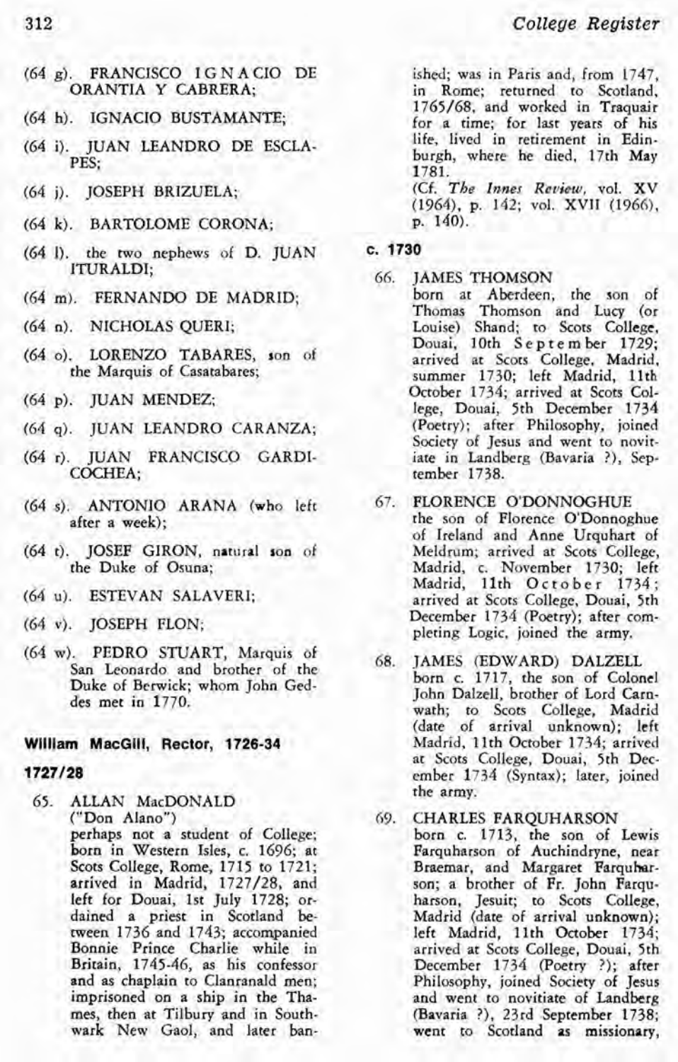(64 g). FRANCISCO IGNACIO DE ORANTIA Y CABRERA;

(64 h). IGNACIO BUSTAMANTE;

(64 i). JUAN LEANDRO DE ESCLAPES;

(64 j). JOSEPH BRIZUELA;

(64 k). BARTOLOME CORONA;

(64 l). the two nephews of D. JUAN ITURALDI;

(64 m). FERNANDO DE MADRID;

(64 n). NICHOLAS QUERI;

(64 o). LORENZO TABARES, son of the Marquis of Casatabares;

(64 p). JUAN MENDEZ;

(64 q). JUAN LEANDRO CARANZA;

(64 r). JUAN FRANCISCO GARDICOCHEA;

(64 s). ANTONIO ARANA (who left after a week);

(64 t). JOSEF GIRON, natural son of the Duke of Osuna;

(64 u). ESTEVAN SALAVERI;

(64 v). JOSEPH FLON;

(64 w). PEDRO STUART, Marquis of San Leonardo and brother of the Duke of Berwick; whom John Geddes met in 1770.

## William MacGill, Rector, 1726-34

### 1727/28

65. ALLAN MacDONALD ("Don Alano") perhaps not a student of College; born in Western Isles, c. 1696; at Scots College, Rome, 1715 to 1721; arrived in Madrid, 1727/28, and left for Douai, 1st July 1728; ordained a priest in Scotland between 1736 and 1743; accompanied Bonnie Prince Charlie while in Britain, 1745-46, as his confessor and as chaplain to Clanranald men; imprisoned on a ship in the Thames, then at Tilbury and in Southwark New Gaol, and later banished; was in Paris and, from 1747, in Rome; returned to Scotland, 1765/68, and worked in Traquair for a time; for last years of his life, lived in retirement in Edinburgh, where he died, 17th May 1781.
(Cf. *The Innes Review*, vol. XV (1964), p. 142; vol. XVII (1966), p. 140).

### c. 1730

66. JAMES THOMSON born at Aberdeen, the son of Thomas Thomson and Lucy (or Louise) Shand; to Scots College, Douai, 10th September 1729; arrived at Scots College, Madrid, summer 1730; left Madrid, 11th October 1734; arrived at Scots College, Douai, 5th December 1734 (Poetry); after Philosophy, joined Society of Jesus and went to novitiate in Landberg (Bavaria ?), September 1738.

67. FLORENCE O'DONNOGHUE the son of Florence O'Donnoghue of Ireland and Anne Urquhart of Meldrum; arrived at Scots College, Madrid, c. November 1730; left Madrid, 11th October 1734; arrived at Scots College, Douai, 5th December 1734 (Poetry); after completing Logic, joined the army.

68. JAMES (EDWARD) DALZELL born c. 1717, the son of Colonel John Dalzell, brother of Lord Carnwath; to Scots College, Madrid (date of arrival unknown); left Madrid, 11th October 1734; arrived at Scots College, Douai, 5th December 1734 (Syntax); later, joined the army.

69. CHARLES FARQUHARSON born c. 1713, the son of Lewis Farquharson of Auchindryne, near Braemar, and Margaret Farquharson; a brother of Fr. John Farquharson, Jesuit; to Scots College, Madrid (date of arrival unknown); left Madrid, 11th October 1734; arrived at Scots College, Douai, 5th December 1734 (Poetry ?); after Philosophy, joined Society of Jesus and went to novitiate of Landberg (Bavaria ?), 23rd September 1738; went to Scotland as missionary,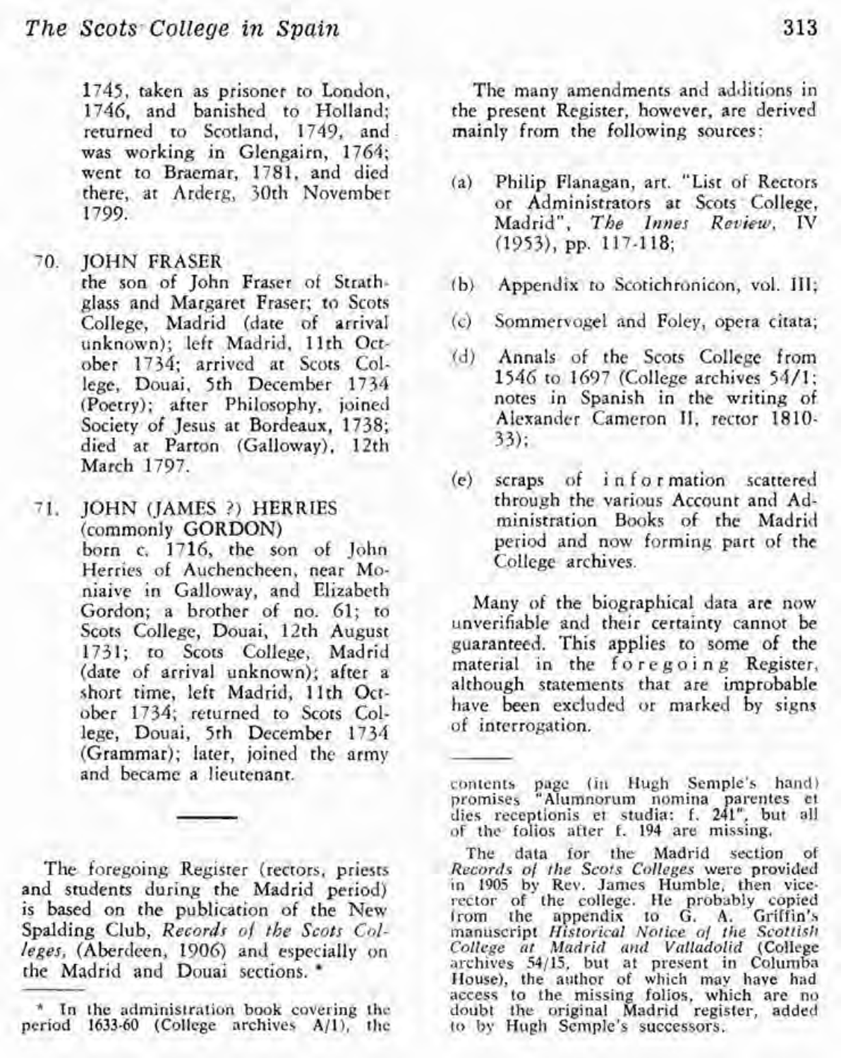1745, taken as prisoner to London, 1746, and banished to Holland; returned to Scotland, 1749, and was working in Glengairn, 1764; went to Braemar, 1781, and died there, at Arderg, 30th November 1799.

70. JOHN FRASER
the son of John Fraser of Strathglass and Margaret Fraser; to Scots College, Madrid (date of arrival unknown); left Madrid, 11th October 1734; arrived at Scots College, Douai, 5th December 1734 (Poetry); after Philosophy, joined Society of Jesus at Bordeaux, 1738; died at Parton (Galloway), 12th March 1797.

71. JOHN (JAMES ?) HERRIES (commonly **GORDON**)
born c. 1716, the son of John Herries of Auchencheen, near Moniaive in Galloway, and Elizabeth Gordon; a brother of no. 61; to Scots College, Douai, 12th August 1731; to Scots College, Madrid (date of arrival unknown); after a short time, left Madrid, 11th October 1734; returned to Scots College, Douai, 5th December 1734 (Grammar); later, joined the army and became a lieutenant.

---

The foregoing Register (rectors, priests and students during the Madrid period) is based on the publication of the New Spalding Club, *Records of the Scots Colleges*, (Aberdeen, 1906) and especially on the Madrid and Douai sections. *

The many amendments and additions in the present Register, however, are derived mainly from the following sources:

(a) Philip Flanagan, art. "List of Rectors or Administrators at Scots College, Madrid", *The Innes Review*, IV (1953), pp. 117-118;

(b) Appendix to Scotichronicon, vol. III;

(c) Sommervogel and Foley, opera citata;

(d) Annals of the Scots College from 1546 to 1697 (College archives 54/1: notes in Spanish in the writing of Alexander Cameron II, rector 1810-33);

(e) scraps of information scattered through the various Account and Administration Books of the Madrid period and now forming part of the College archives.

Many of the biographical data are now unverifiable and their certainty cannot be guaranteed. This applies to some of the material in the foregoing Register, although statements that are improbable have been excluded or marked by signs of interrogation.

---

\* In the administration book covering the period 1633-60 (College archives A/1), the contents page (in Hugh Semple's hand) promises "Alumnorum nomina parentes et dies receptionis et studia: f. 241", but all of the folios after f. 194 are missing.

The data for the Madrid section of *Records of the Scots Colleges* were provided in 1905 by Rev. James Humble, then vice-rector of the college. He probably copied from the appendix to G. A. Griffin's manuscript *Historical Notice of the Scottish College at Madrid and Valladolid* (College archives 54/15, but at present in Columba House), the author of which may have had access to the missing folios, which are no doubt the original Madrid register, added to by Hugh Semple's successors.